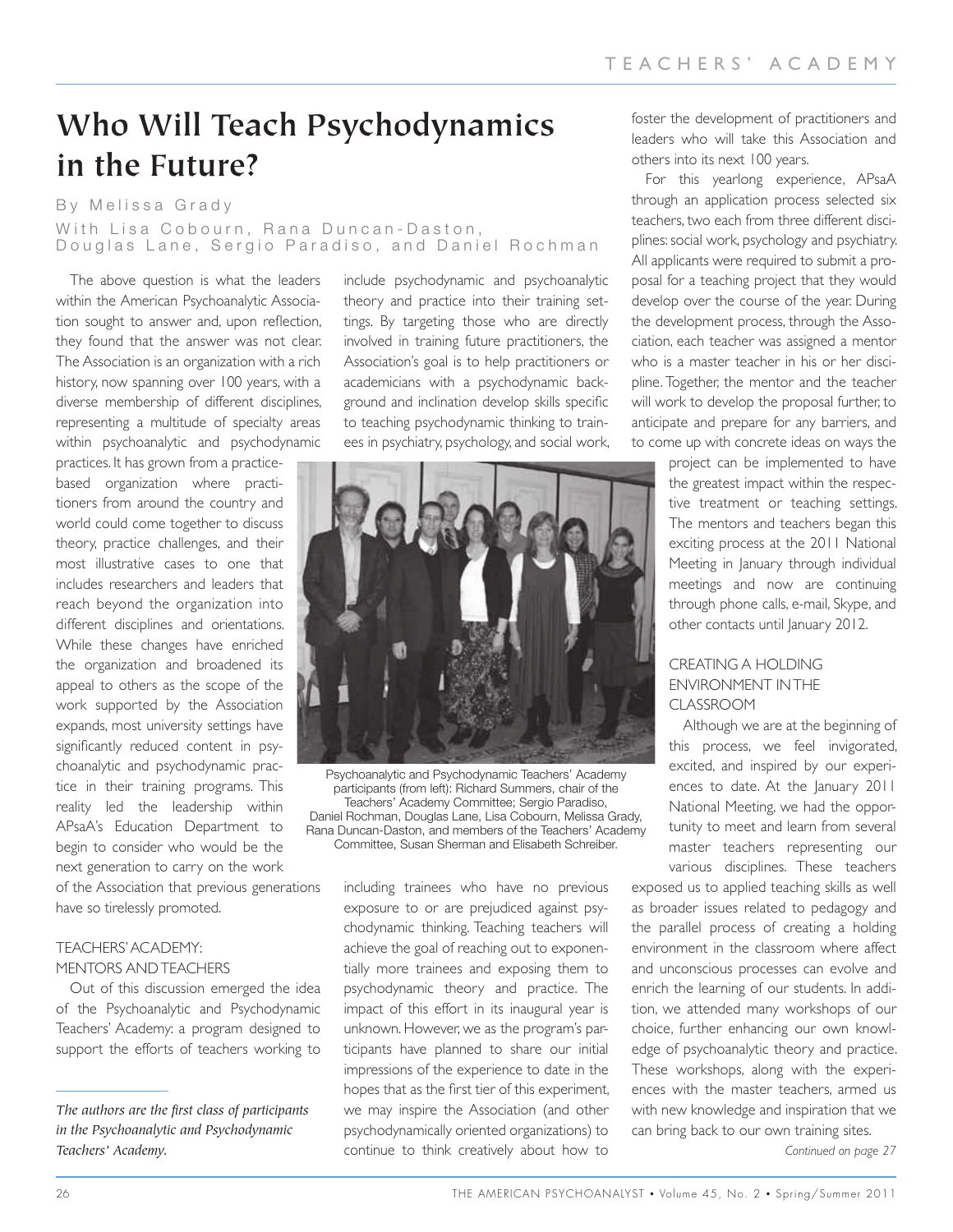# Who Will Teach Psychodynamics in the Future?

By Melissa Grady

With Lisa Cobourn, Rana Duncan-Daston, Douglas Lane, Sergio Paradiso, and Daniel Rochman

The above question is what the leaders within the American Psychoanalytic Association sought to answer and, upon reflection, they found that the answer was not clear. The Association is an organization with a rich history, now spanning over 100 years, with a diverse membership of different disciplines, representing a multitude of specialty areas within psychoanalytic and psychodynamic practices. It has grown from a practice-based organization where practitioners from around the country and world could come together to discuss theory, practice challenges, and their most illustrative cases to one that includes researchers and leaders that reach beyond the organization into different disciplines and orientations. While these changes have enriched the organization and broadened its appeal to others as the scope of the work supported by the Association expands, most university settings have significantly reduced content in psychoanalytic and psychodynamic practice in their training programs. This reality led the leadership within APsaA's Education Department to begin to consider who would be the next generation to carry on the work of the Association that previous generations have so tirelessly promoted.

## TEACHERS' ACADEMY: MENTORS AND TEACHERS

Out of this discussion emerged the idea of the Psychoanalytic and Psychodynamic Teachers' Academy: a program designed to support the efforts of teachers working to include psychodynamic and psychoanalytic theory and practice into their training settings. By targeting those who are directly involved in training future practitioners, the Association's goal is to help practitioners or academicians with a psychodynamic background and inclination develop skills specific to teaching psychodynamic thinking to trainees in psychiatry, psychology, and social work, including trainees who have no previous exposure to or are prejudiced against psychodynamic thinking. Teaching teachers will achieve the goal of reaching out to exponentially more trainees and exposing them to psychodynamic theory and practice. The impact of this effort in its inaugural year is unknown. However, we as the program's participants have planned to share our initial impressions of the experience to date in the hopes that as the first tier of this experiment, we may inspire the Association (and other psychodynamically oriented organizations) to continue to think creatively about how to foster the development of practitioners and leaders who will take this Association and others into its next 100 years.

Psychoanalytic and Psychodynamic Teachers' Academy participants (from left): Richard Summers, chair of the Teachers' Academy Committee; Sergio Paradiso, Daniel Rochman, Douglas Lane, Lisa Cobourn, Melissa Grady, Rana Duncan-Daston, and members of the Teachers' Academy Committee, Susan Sherman and Elisabeth Schreiber.

For this yearlong experience, APsaA through an application process selected six teachers, two each from three different disciplines: social work, psychology and psychiatry. All applicants were required to submit a proposal for a teaching project that they would develop over the course of the year. During the development process, through the Association, each teacher was assigned a mentor who is a master teacher in his or her discipline. Together, the mentor and the teacher will work to develop the proposal further, to anticipate and prepare for any barriers, and to come up with concrete ideas on ways the project can be implemented to have the greatest impact within the respective treatment or teaching settings. The mentors and teachers began this exciting process at the 2011 National Meeting in January through individual meetings and now are continuing through phone calls, e-mail, Skype, and other contacts until January 2012.

## CREATING A HOLDING ENVIRONMENT IN THE CLASSROOM

Although we are at the beginning of this process, we feel invigorated, excited, and inspired by our experiences to date. At the January 2011 National Meeting, we had the opportunity to meet and learn from several master teachers representing our various disciplines. These teachers exposed us to applied teaching skills as well as broader issues related to pedagogy and the parallel process of creating a holding environment in the classroom where affect and unconscious processes can evolve and enrich the learning of our students. In addition, we attended many workshops of our choice, further enhancing our own knowledge of psychoanalytic theory and practice. These workshops, along with the experiences with the master teachers, armed us with new knowledge and inspiration that we can bring back to our own training sites.

*Continued on page 27*

---

*The authors are the first class of participants in the Psychoanalytic and Psychodynamic Teachers' Academy.*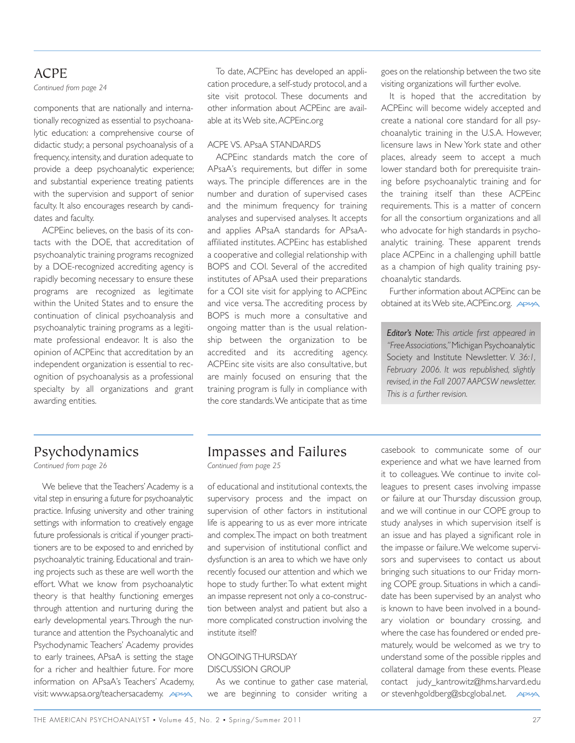## ACPE

*Continued from page 24*

components that are nationally and internationally recognized as essential to psychoanalytic education: a comprehensive course of didactic study; a personal psychoanalysis of a frequency, intensity, and duration adequate to provide a deep psychoanalytic experience; and substantial experience treating patients with the supervision and support of senior faculty. It also encourages research by candidates and faculty.

ACPEinc believes, on the basis of its contacts with the DOE, that accreditation of psychoanalytic training programs recognized by a DOE-recognized accrediting agency is rapidly becoming necessary to ensure these programs are recognized as legitimate within the United States and to ensure the continuation of clinical psychoanalysis and psychoanalytic training programs as a legitimate professional endeavor. It is also the opinion of ACPEinc that accreditation by an independent organization is essential to recognition of psychoanalysis as a professional specialty by all organizations and grant awarding entities.

To date, ACPEinc has developed an application procedure, a self-study protocol, and a site visit protocol. These documents and other information about ACPEinc are available at its Web site, ACPEinc.org

### ACPE VS. APsaA STANDARDS

ACPEinc standards match the core of APsaA's requirements, but differ in some ways. The principle differences are in the number and duration of supervised cases and the minimum frequency for training analyses and supervised analyses. It accepts and applies APsaA standards for APsaA-affiliated institutes. ACPEinc has established a cooperative and collegial relationship with BOPS and COI. Several of the accredited institutes of APsaA used their preparations for a COI site visit for applying to ACPEinc and vice versa. The accrediting process by BOPS is much more a consultative and ongoing matter than is the usual relationship between the organization to be accredited and its accrediting agency. ACPEinc site visits are also consultative, but are mainly focused on ensuring that the training program is fully in compliance with the core standards. We anticipate that as time goes on the relationship between the two site visiting organizations will further evolve.

It is hoped that the accreditation by ACPEinc will become widely accepted and create a national core standard for all psychoanalytic training in the U.S.A. However, licensure laws in New York state and other places, already seem to accept a much lower standard both for prerequisite training before psychoanalytic training and for the training itself than these ACPEinc requirements. This is a matter of concern for all the consortium organizations and all who advocate for high standards in psychoanalytic training. These apparent trends place ACPEinc in a challenging uphill battle as a champion of high quality training psychoanalytic standards.

Further information about ACPEinc can be obtained at its Web site, ACPEinc.org.

***Editor's Note:** This article first appeared in "Free Associations,"* Michigan Psychoanalytic Society and Institute Newsletter. *V. 36:1, February 2006. It was republished, slightly revised, in the Fall 2007 AAPCSW newsletter. This is a further revision.*

## Psychodynamics

*Continued from page 26*

We believe that the Teachers' Academy is a vital step in ensuring a future for psychoanalytic practice. Infusing university and other training settings with information to creatively engage future professionals is critical if younger practitioners are to be exposed to and enriched by psychoanalytic training. Educational and training projects such as these are well worth the effort. What we know from psychoanalytic theory is that healthy functioning emerges through attention and nurturing during the early developmental years. Through the nurturance and attention the Psychoanalytic and Psychodynamic Teachers' Academy provides to early trainees, APsaA is setting the stage for a richer and healthier future. For more information on APsaA's Teachers' Academy, visit: www.apsa.org/teachersacademy.

## Impasses and Failures

*Continued from page 25*

of educational and institutional contexts, the supervisory process and the impact on supervision of other factors in institutional life is appearing to us as ever more intricate and complex. The impact on both treatment and supervision of institutional conflict and dysfunction is an area to which we have only recently focused our attention and which we hope to study further. To what extent might an impasse represent not only a co-construction between analyst and patient but also a more complicated construction involving the institute itself?

### ONGOING THURSDAY DISCUSSION GROUP

As we continue to gather case material, we are beginning to consider writing a casebook to communicate some of our experience and what we have learned from it to colleagues. We continue to invite colleagues to present cases involving impasse or failure at our Thursday discussion group, and we will continue in our COPE group to study analyses in which supervision itself is an issue and has played a significant role in the impasse or failure. We welcome supervisors and supervisees to contact us about bringing such situations to our Friday morning COPE group. Situations in which a candidate has been supervised by an analyst who is known to have been involved in a boundary violation or boundary crossing, and where the case has foundered or ended prematurely, would be welcomed as we try to understand some of the possible ripples and collateral damage from these events. Please contact judy_kantrowitz@hms.harvard.edu or stevenhgoldberg@sbcglobal.net.